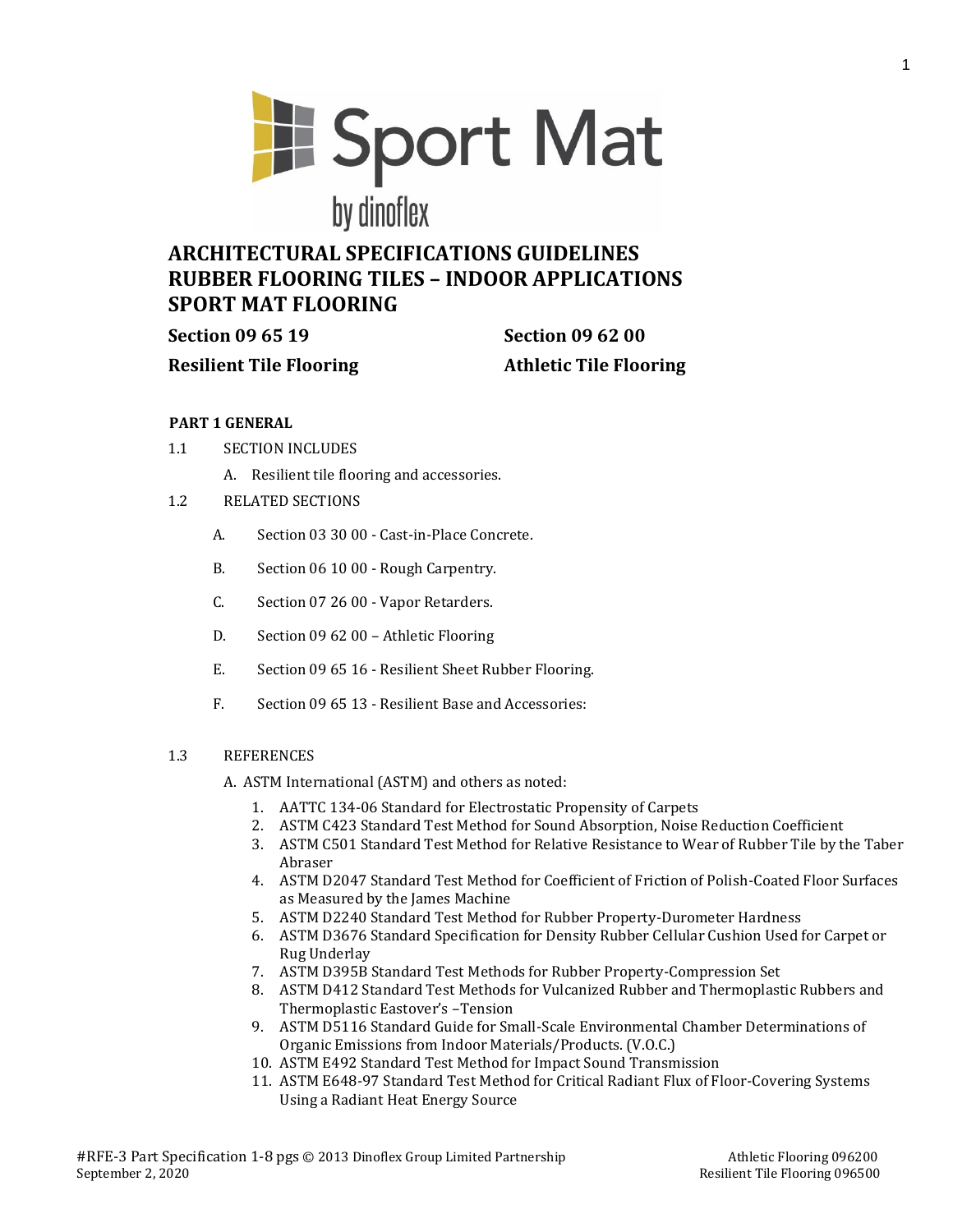Sport Mat

by dinoflex

# ARCHITECTURAL SPECIFICATIONS GUIDELINES
# RUBBER FLOORING TILES – INDOOR APPLICATIONS
# SPORT MAT FLOORING

**Section 09 65 19** — **Resilient Tile Flooring**

**Section 09 62 00** — **Athletic Tile Flooring**

## PART 1 GENERAL

1.1 SECTION INCLUDES

A. Resilient tile flooring and accessories.

1.2 RELATED SECTIONS

A. Section 03 30 00 - Cast-in-Place Concrete.

B. Section 06 10 00 - Rough Carpentry.

C. Section 07 26 00 - Vapor Retarders.

D. Section 09 62 00 – Athletic Flooring

E. Section 09 65 16 - Resilient Sheet Rubber Flooring.

F. Section 09 65 13 - Resilient Base and Accessories:

1.3 REFERENCES

A. ASTM International (ASTM) and others as noted:

1. AATTC 134-06 Standard for Electrostatic Propensity of Carpets
2. ASTM C423 Standard Test Method for Sound Absorption, Noise Reduction Coefficient
3. ASTM C501 Standard Test Method for Relative Resistance to Wear of Rubber Tile by the Taber Abraser
4. ASTM D2047 Standard Test Method for Coefficient of Friction of Polish-Coated Floor Surfaces as Measured by the James Machine
5. ASTM D2240 Standard Test Method for Rubber Property-Durometer Hardness
6. ASTM D3676 Standard Specification for Density Rubber Cellular Cushion Used for Carpet or Rug Underlay
7. ASTM D395B Standard Test Methods for Rubber Property-Compression Set
8. ASTM D412 Standard Test Methods for Vulcanized Rubber and Thermoplastic Rubbers and Thermoplastic Eastover's –Tension
9. ASTM D5116 Standard Guide for Small-Scale Environmental Chamber Determinations of Organic Emissions from Indoor Materials/Products. (V.O.C.)
10. ASTM E492 Standard Test Method for Impact Sound Transmission
11. ASTM E648-97 Standard Test Method for Critical Radiant Flux of Floor-Covering Systems Using a Radiant Heat Energy Source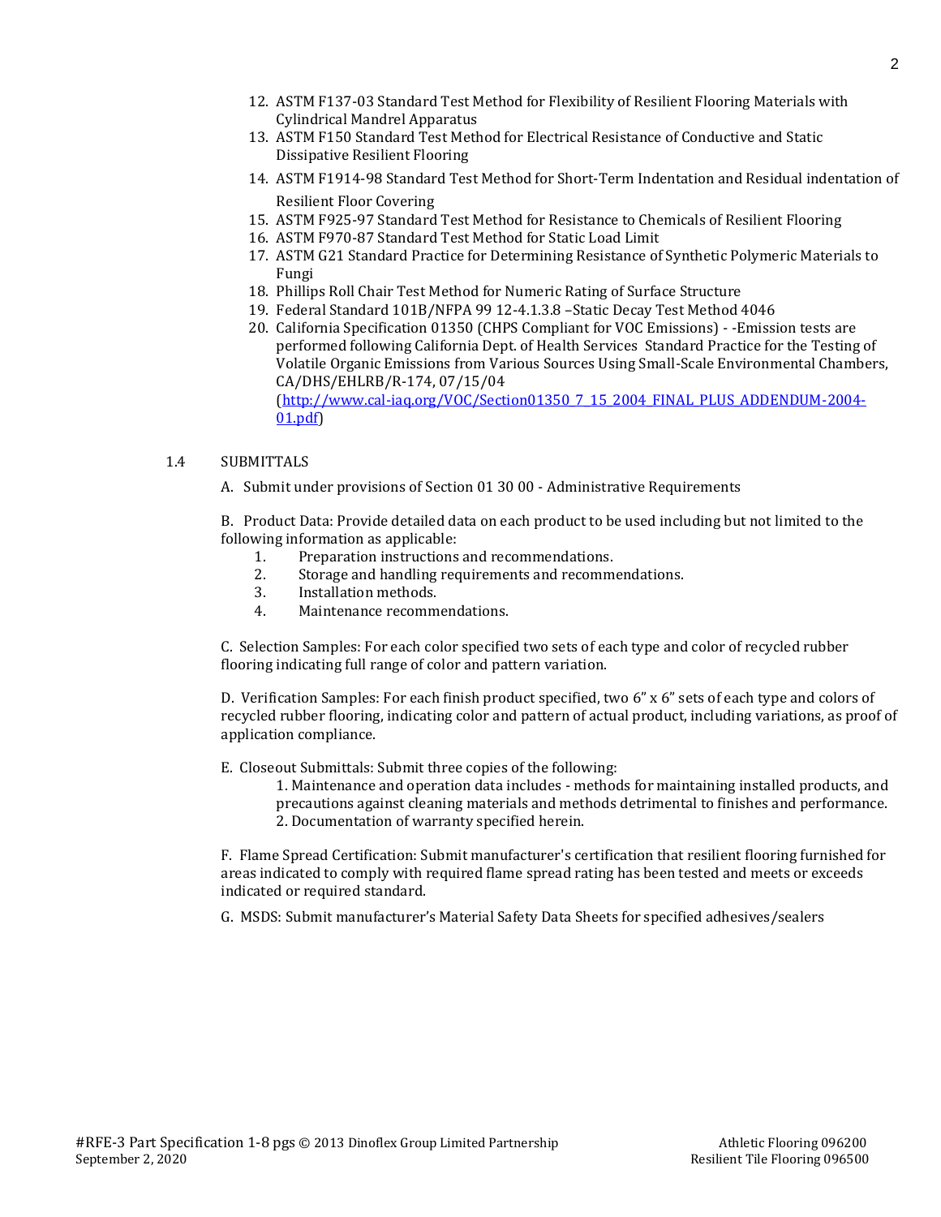12. ASTM F137-03 Standard Test Method for Flexibility of Resilient Flooring Materials with Cylindrical Mandrel Apparatus
13. ASTM F150 Standard Test Method for Electrical Resistance of Conductive and Static Dissipative Resilient Flooring
14. ASTM F1914-98 Standard Test Method for Short-Term Indentation and Residual indentation of Resilient Floor Covering
15. ASTM F925-97 Standard Test Method for Resistance to Chemicals of Resilient Flooring
16. ASTM F970-87 Standard Test Method for Static Load Limit
17. ASTM G21 Standard Practice for Determining Resistance of Synthetic Polymeric Materials to Fungi
18. Phillips Roll Chair Test Method for Numeric Rating of Surface Structure
19. Federal Standard 101B/NFPA 99 12-4.1.3.8 –Static Decay Test Method 4046
20. California Specification 01350 (CHPS Compliant for VOC Emissions) - -Emission tests are performed following California Dept. of Health Services Standard Practice for the Testing of Volatile Organic Emissions from Various Sources Using Small-Scale Environmental Chambers, CA/DHS/EHLRB/R-174, 07/15/04 ([http://www.cal-iaq.org/VOC/Section01350_7_15_2004_FINAL_PLUS_ADDENDUM-2004-01.pdf](http://www.cal-iaq.org/VOC/Section01350_7_15_2004_FINAL_PLUS_ADDENDUM-2004-01.pdf))

1.4 SUBMITTALS

A. Submit under provisions of Section 01 30 00 - Administrative Requirements

B. Product Data: Provide detailed data on each product to be used including but not limited to the following information as applicable:

1. Preparation instructions and recommendations.
2. Storage and handling requirements and recommendations.
3. Installation methods.
4. Maintenance recommendations.

C. Selection Samples: For each color specified two sets of each type and color of recycled rubber flooring indicating full range of color and pattern variation.

D. Verification Samples: For each finish product specified, two 6" x 6" sets of each type and colors of recycled rubber flooring, indicating color and pattern of actual product, including variations, as proof of application compliance.

E. Closeout Submittals: Submit three copies of the following:

1. Maintenance and operation data includes - methods for maintaining installed products, and precautions against cleaning materials and methods detrimental to finishes and performance.
2. Documentation of warranty specified herein.

F. Flame Spread Certification: Submit manufacturer's certification that resilient flooring furnished for areas indicated to comply with required flame spread rating has been tested and meets or exceeds indicated or required standard.

G. MSDS: Submit manufacturer's Material Safety Data Sheets for specified adhesives/sealers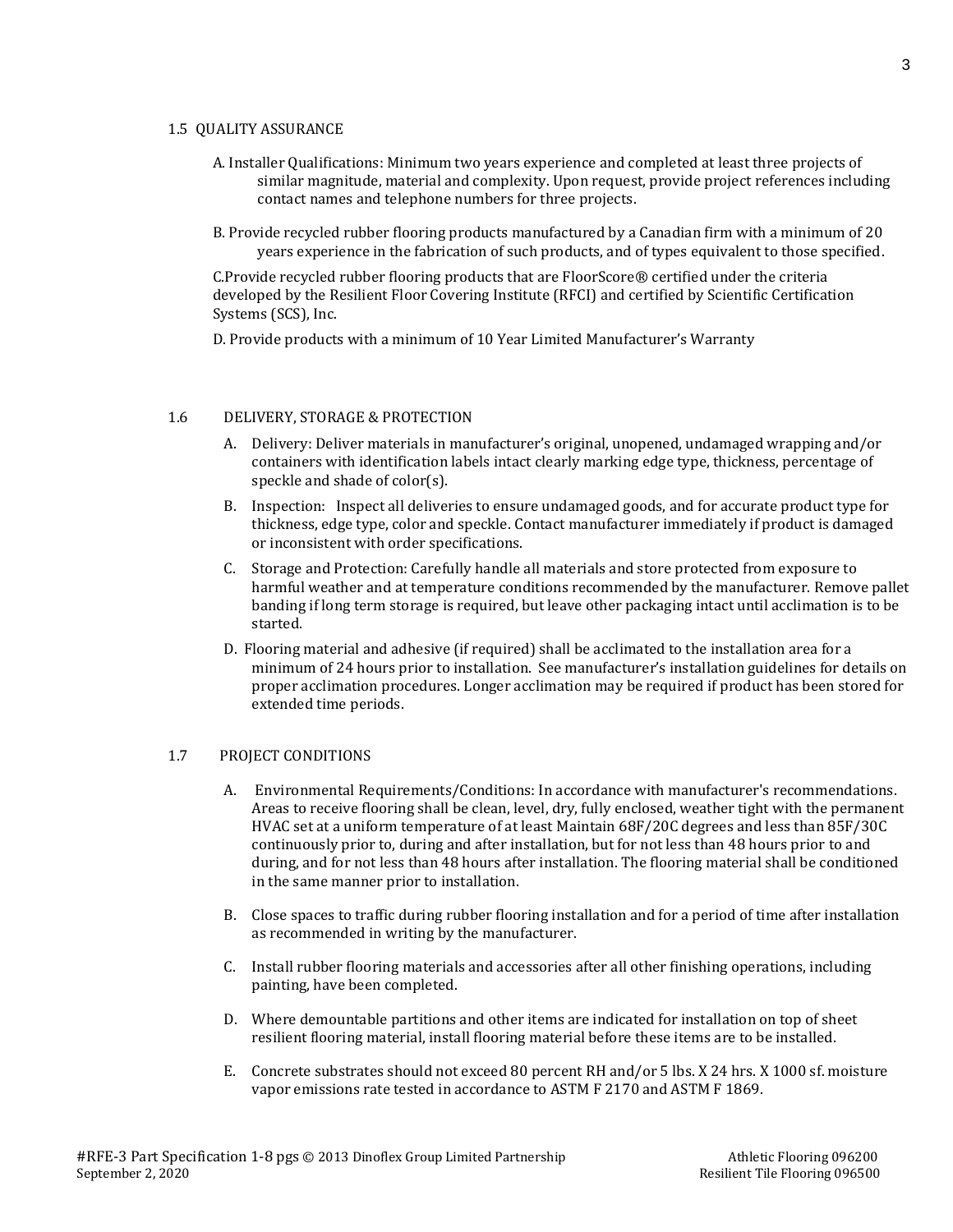### 1.5 QUALITY ASSURANCE

A. Installer Qualifications: Minimum two years experience and completed at least three projects of similar magnitude, material and complexity. Upon request, provide project references including contact names and telephone numbers for three projects.

B. Provide recycled rubber flooring products manufactured by a Canadian firm with a minimum of 20 years experience in the fabrication of such products, and of types equivalent to those specified.

C.Provide recycled rubber flooring products that are FloorScore® certified under the criteria developed by the Resilient Floor Covering Institute (RFCI) and certified by Scientific Certification Systems (SCS), Inc.

D. Provide products with a minimum of 10 Year Limited Manufacturer's Warranty

### 1.6 DELIVERY, STORAGE & PROTECTION

A. Delivery: Deliver materials in manufacturer's original, unopened, undamaged wrapping and/or containers with identification labels intact clearly marking edge type, thickness, percentage of speckle and shade of color(s).

B. Inspection: Inspect all deliveries to ensure undamaged goods, and for accurate product type for thickness, edge type, color and speckle. Contact manufacturer immediately if product is damaged or inconsistent with order specifications.

C. Storage and Protection: Carefully handle all materials and store protected from exposure to harmful weather and at temperature conditions recommended by the manufacturer. Remove pallet banding if long term storage is required, but leave other packaging intact until acclimation is to be started.

D. Flooring material and adhesive (if required) shall be acclimated to the installation area for a minimum of 24 hours prior to installation. See manufacturer's installation guidelines for details on proper acclimation procedures. Longer acclimation may be required if product has been stored for extended time periods.

### 1.7 PROJECT CONDITIONS

A. Environmental Requirements/Conditions: In accordance with manufacturer's recommendations. Areas to receive flooring shall be clean, level, dry, fully enclosed, weather tight with the permanent HVAC set at a uniform temperature of at least Maintain 68F/20C degrees and less than 85F/30C continuously prior to, during and after installation, but for not less than 48 hours prior to and during, and for not less than 48 hours after installation. The flooring material shall be conditioned in the same manner prior to installation.

B. Close spaces to traffic during rubber flooring installation and for a period of time after installation as recommended in writing by the manufacturer.

C. Install rubber flooring materials and accessories after all other finishing operations, including painting, have been completed.

D. Where demountable partitions and other items are indicated for installation on top of sheet resilient flooring material, install flooring material before these items are to be installed.

E. Concrete substrates should not exceed 80 percent RH and/or 5 lbs. X 24 hrs. X 1000 sf. moisture vapor emissions rate tested in accordance to ASTM F 2170 and ASTM F 1869.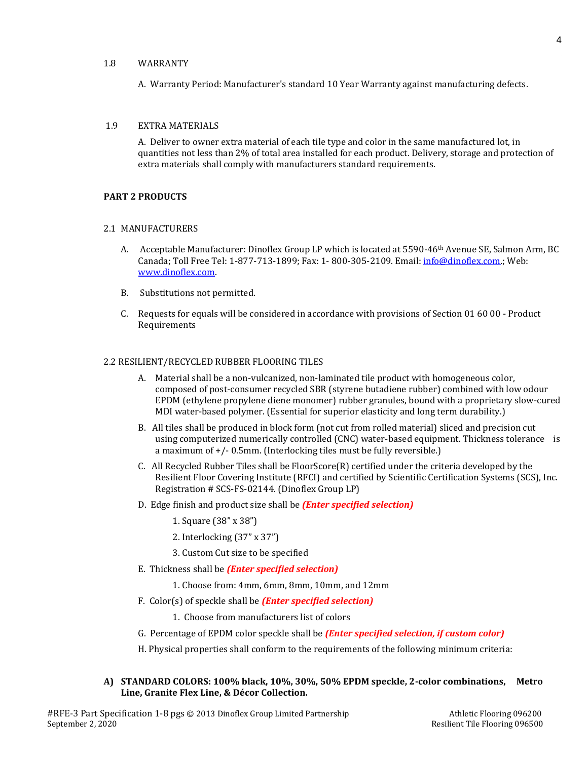1.8 WARRANTY

A. Warranty Period: Manufacturer's standard 10 Year Warranty against manufacturing defects.

1.9 EXTRA MATERIALS

A. Deliver to owner extra material of each tile type and color in the same manufactured lot, in quantities not less than 2% of total area installed for each product. Delivery, storage and protection of extra materials shall comply with manufacturers standard requirements.

## PART 2 PRODUCTS

2.1 MANUFACTURERS

A. Acceptable Manufacturer: Dinoflex Group LP which is located at 5590-46th Avenue SE, Salmon Arm, BC Canada; Toll Free Tel: 1-877-713-1899; Fax: 1- 800-305-2109. Email: info@dinoflex.com.; Web: www.dinoflex.com.

B. Substitutions not permitted.

C. Requests for equals will be considered in accordance with provisions of Section 01 60 00 - Product Requirements

2.2 RESILIENT/RECYCLED RUBBER FLOORING TILES

A. Material shall be a non-vulcanized, non-laminated tile product with homogeneous color, composed of post-consumer recycled SBR (styrene butadiene rubber) combined with low odour EPDM (ethylene propylene diene monomer) rubber granules, bound with a proprietary slow-cured MDI water-based polymer. (Essential for superior elasticity and long term durability.)

B. All tiles shall be produced in block form (not cut from rolled material) sliced and precision cut using computerized numerically controlled (CNC) water-based equipment. Thickness tolerance is a maximum of +/- 0.5mm. (Interlocking tiles must be fully reversible.)

C. All Recycled Rubber Tiles shall be FloorScore(R) certified under the criteria developed by the Resilient Floor Covering Institute (RFCI) and certified by Scientific Certification Systems (SCS), Inc. Registration # SCS-FS-02144. (Dinoflex Group LP)

D. Edge finish and product size shall be ***(Enter specified selection)***

1. Square (38" x 38")
2. Interlocking (37" x 37")
3. Custom Cut size to be specified

E. Thickness shall be ***(Enter specified selection)***

1. Choose from: 4mm, 6mm, 8mm, 10mm, and 12mm

F. Color(s) of speckle shall be ***(Enter specified selection)***

1. Choose from manufacturers list of colors

G. Percentage of EPDM color speckle shall be ***(Enter specified selection, if custom color)***

H. Physical properties shall conform to the requirements of the following minimum criteria:

**A) STANDARD COLORS: 100% black, 10%, 30%, 50% EPDM speckle, 2-color combinations, Metro Line, Granite Flex Line, & Décor Collection.**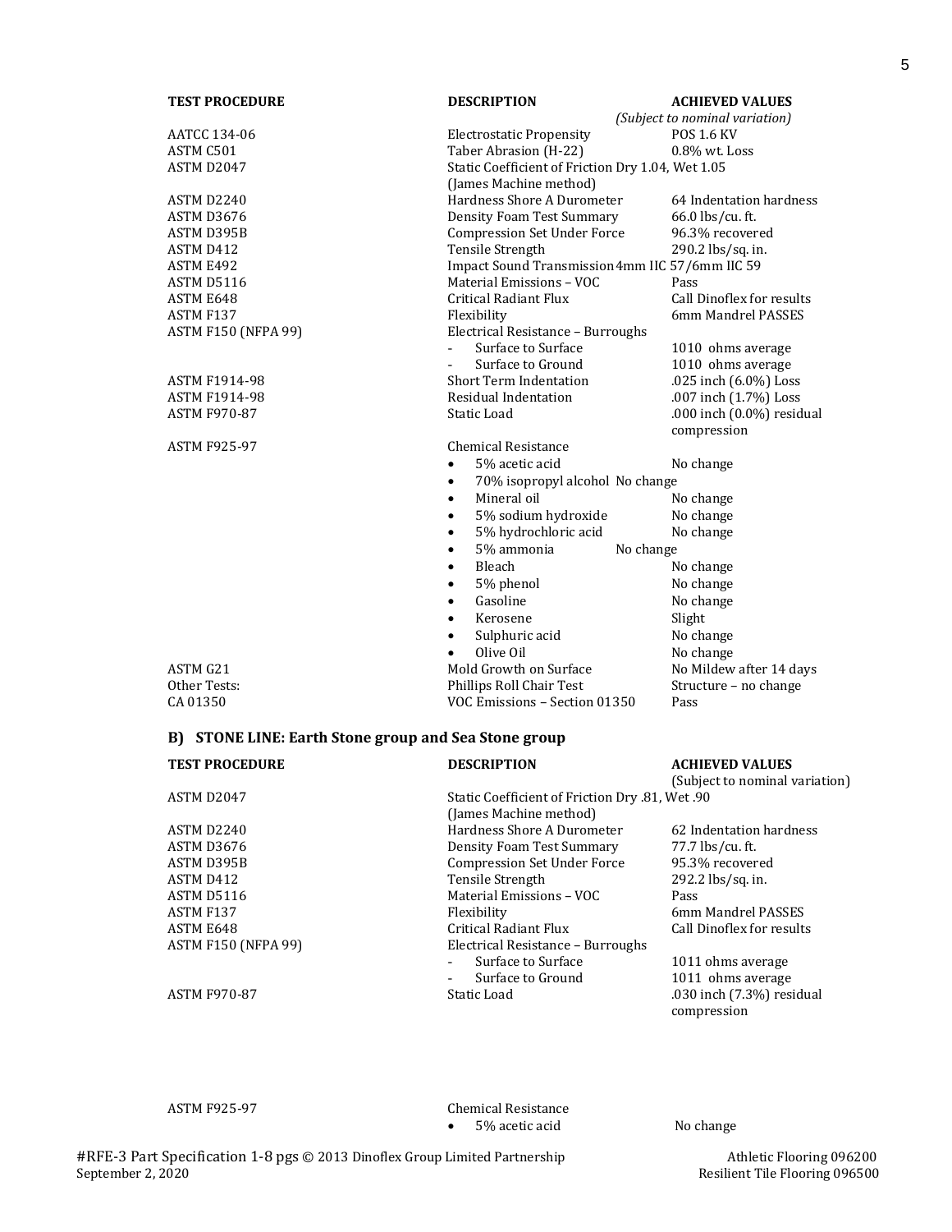| TEST PROCEDURE | DESCRIPTION | ACHIEVED VALUES *(Subject to nominal variation)* |
|---|---|---|
| AATCC 134-06 | Electrostatic Propensity | POS 1.6 KV |
| ASTM C501 | Taber Abrasion (H-22) | 0.8% wt. Loss |
| ASTM D2047 | Static Coefficient of Friction (James Machine method) | Dry 1.04, Wet 1.05 |
| ASTM D2240 | Hardness Shore A Durometer | 64 Indentation hardness |
| ASTM D3676 | Density Foam Test Summary | 66.0 lbs/cu. ft. |
| ASTM D395B | Compression Set Under Force | 96.3% recovered |
| ASTM D412 | Tensile Strength | 290.2 lbs/sq. in. |
| ASTM E492 | Impact Sound Transmission | 4mm IIC 57/6mm IIC 59 |
| ASTM D5116 | Material Emissions – VOC | Pass |
| ASTM E648 | Critical Radiant Flux | Call Dinoflex for results |
| ASTM F137 | Flexibility | 6mm Mandrel PASSES |
| ASTM F150 (NFPA 99) | Electrical Resistance – Burroughs | |
| | - Surface to Surface | 1010 ohms average |
| | - Surface to Ground | 1010 ohms average |
| ASTM F1914-98 | Short Term Indentation | .025 inch (6.0%) Loss |
| ASTM F1914-98 | Residual Indentation | .007 inch (1.7%) Loss |
| ASTM F970-87 | Static Load | .000 inch (0.0%) residual compression |
| ASTM F925-97 | Chemical Resistance | |
| | • 5% acetic acid | No change |
| | • 70% isopropyl alcohol | No change |
| | • Mineral oil | No change |
| | • 5% sodium hydroxide | No change |
| | • 5% hydrochloric acid | No change |
| | • 5% ammonia | No change |
| | • Bleach | No change |
| | • 5% phenol | No change |
| | • Gasoline | No change |
| | • Kerosene | Slight |
| | • Sulphuric acid | No change |
| | • Olive Oil | No change |
| ASTM G21 | Mold Growth on Surface | No Mildew after 14 days |
| Other Tests: | Phillips Roll Chair Test | Structure – no change |
| CA 01350 | VOC Emissions – Section 01350 | Pass |

## B) STONE LINE: Earth Stone group and Sea Stone group

| TEST PROCEDURE | DESCRIPTION | ACHIEVED VALUES (Subject to nominal variation) |
|---|---|---|
| ASTM D2047 | Static Coefficient of Friction (James Machine method) | Dry .81, Wet .90 |
| ASTM D2240 | Hardness Shore A Durometer | 62 Indentation hardness |
| ASTM D3676 | Density Foam Test Summary | 77.7 lbs/cu. ft. |
| ASTM D395B | Compression Set Under Force | 95.3% recovered |
| ASTM D412 | Tensile Strength | 292.2 lbs/sq. in. |
| ASTM D5116 | Material Emissions – VOC | Pass |
| ASTM F137 | Flexibility | 6mm Mandrel PASSES |
| ASTM E648 | Critical Radiant Flux | Call Dinoflex for results |
| ASTM F150 (NFPA 99) | Electrical Resistance – Burroughs | |
| | - Surface to Surface | 1011 ohms average |
| | - Surface to Ground | 1011 ohms average |
| ASTM F970-87 | Static Load | .030 inch (7.3%) residual compression |
| ASTM F925-97 | Chemical Resistance | |
| | • 5% acetic acid | No change |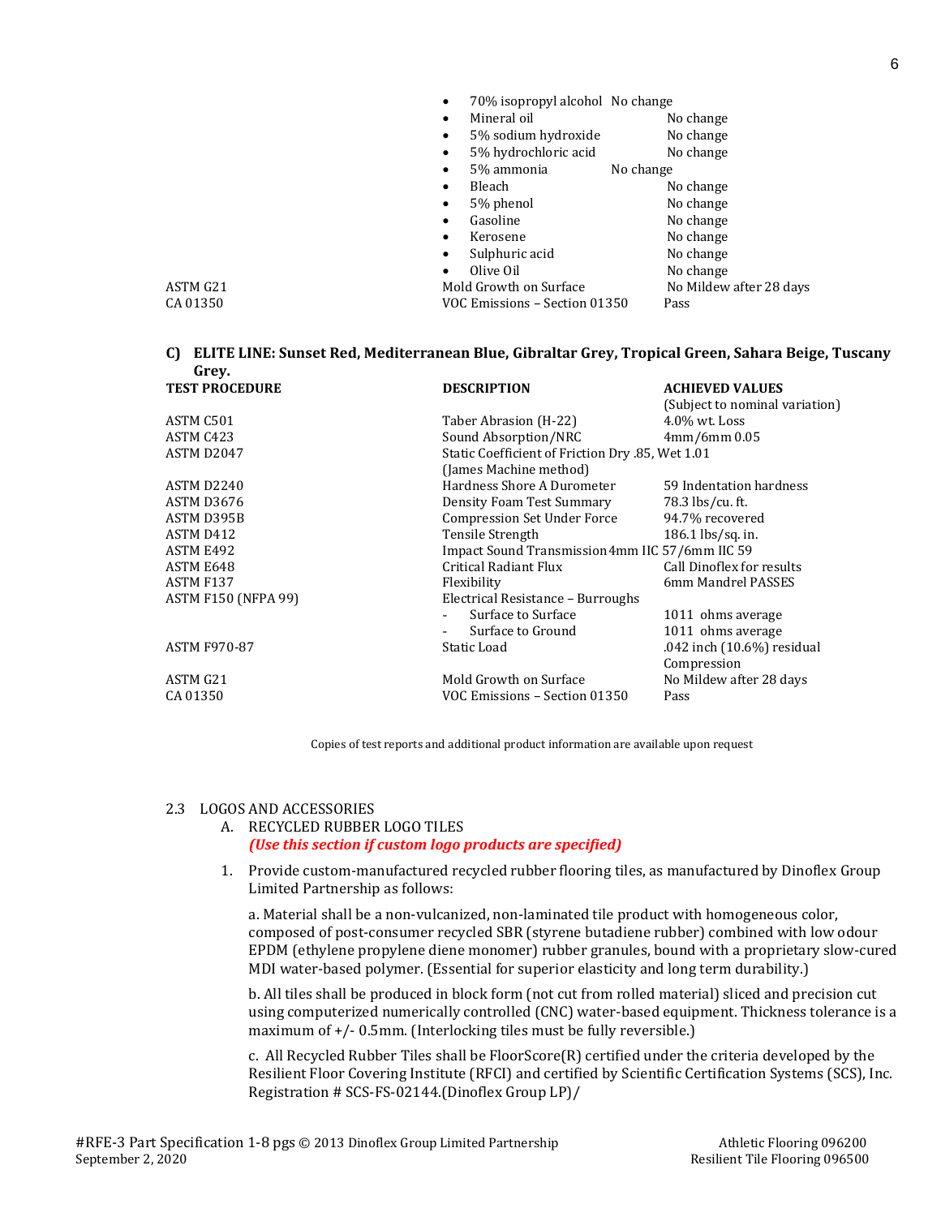| | | |
|---|---|---|
| | • 70% isopropyl alcohol | No change |
| | • Mineral oil | No change |
| | • 5% sodium hydroxide | No change |
| | • 5% hydrochloric acid | No change |
| | • 5% ammonia | No change |
| | • Bleach | No change |
| | • 5% phenol | No change |
| | • Gasoline | No change |
| | • Kerosene | No change |
| | • Sulphuric acid | No change |
| | • Olive Oil | No change |
| ASTM G21 | Mold Growth on Surface | No Mildew after 28 days |
| CA 01350 | VOC Emissions – Section 01350 | Pass |

**C) ELITE LINE: Sunset Red, Mediterranean Blue, Gibraltar Grey, Tropical Green, Sahara Beige, Tuscany Grey.**

| TEST PROCEDURE | DESCRIPTION | ACHIEVED VALUES (Subject to nominal variation) |
|---|---|---|
| ASTM C501 | Taber Abrasion (H-22) | 4.0% wt. Loss |
| ASTM C423 | Sound Absorption/NRC | 4mm/6mm 0.05 |
| ASTM D2047 | Static Coefficient of Friction (James Machine method) | Dry .85, Wet 1.01 |
| ASTM D2240 | Hardness Shore A Durometer | 59 Indentation hardness |
| ASTM D3676 | Density Foam Test Summary | 78.3 lbs/cu. ft. |
| ASTM D395B | Compression Set Under Force | 94.7% recovered |
| ASTM D412 | Tensile Strength | 186.1 lbs/sq. in. |
| ASTM E492 | Impact Sound Transmission | 4mm IIC 57/6mm IIC 59 |
| ASTM E648 | Critical Radiant Flux | Call Dinoflex for results |
| ASTM F137 | Flexibility | 6mm Mandrel PASSES |
| ASTM F150 (NFPA 99) | Electrical Resistance – Burroughs | |
| | - Surface to Surface | 1011 ohms average |
| | - Surface to Ground | 1011 ohms average |
| ASTM F970-87 | Static Load | .042 inch (10.6%) residual Compression |
| ASTM G21 | Mold Growth on Surface | No Mildew after 28 days |
| CA 01350 | VOC Emissions – Section 01350 | Pass |

Copies of test reports and additional product information are available upon request

2.3 LOGOS AND ACCESSORIES

A. RECYCLED RUBBER LOGO TILES
*(Use this section if custom logo products are specified)*

1. Provide custom-manufactured recycled rubber flooring tiles, as manufactured by Dinoflex Group Limited Partnership as follows:

   a. Material shall be a non-vulcanized, non-laminated tile product with homogeneous color, composed of post-consumer recycled SBR (styrene butadiene rubber) combined with low odour EPDM (ethylene propylene diene monomer) rubber granules, bound with a proprietary slow-cured MDI water-based polymer. (Essential for superior elasticity and long term durability.)

   b. All tiles shall be produced in block form (not cut from rolled material) sliced and precision cut using computerized numerically controlled (CNC) water-based equipment. Thickness tolerance is a maximum of +/- 0.5mm. (Interlocking tiles must be fully reversible.)

   c. All Recycled Rubber Tiles shall be FloorScore(R) certified under the criteria developed by the Resilient Floor Covering Institute (RFCI) and certified by Scientific Certification Systems (SCS), Inc. Registration # SCS-FS-02144.(Dinoflex Group LP)/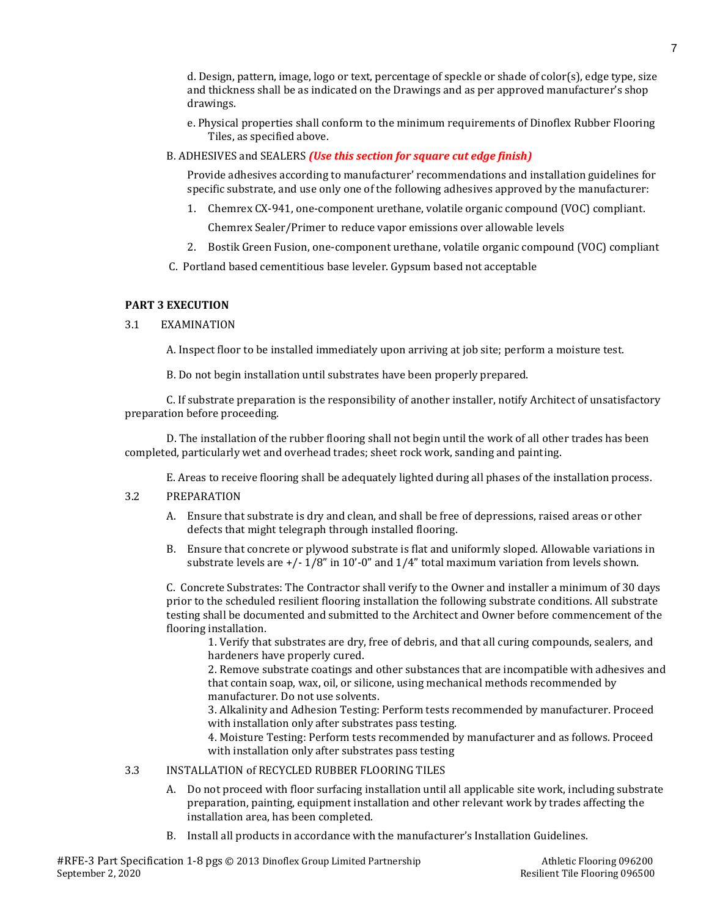d. Design, pattern, image, logo or text, percentage of speckle or shade of color(s), edge type, size and thickness shall be as indicated on the Drawings and as per approved manufacturer's shop drawings.

e. Physical properties shall conform to the minimum requirements of Dinoflex Rubber Flooring Tiles, as specified above.

B. ADHESIVES and SEALERS ***(Use this section for square cut edge finish)***

Provide adhesives according to manufacturer' recommendations and installation guidelines for specific substrate, and use only one of the following adhesives approved by the manufacturer:

1. Chemrex CX-941, one-component urethane, volatile organic compound (VOC) compliant.

   Chemrex Sealer/Primer to reduce vapor emissions over allowable levels

2. Bostik Green Fusion, one-component urethane, volatile organic compound (VOC) compliant

C. Portland based cementitious base leveler. Gypsum based not acceptable

**PART 3 EXECUTION**

3.1 EXAMINATION

A. Inspect floor to be installed immediately upon arriving at job site; perform a moisture test.

B. Do not begin installation until substrates have been properly prepared.

C. If substrate preparation is the responsibility of another installer, notify Architect of unsatisfactory preparation before proceeding.

D. The installation of the rubber flooring shall not begin until the work of all other trades has been completed, particularly wet and overhead trades; sheet rock work, sanding and painting.

E. Areas to receive flooring shall be adequately lighted during all phases of the installation process.

3.2 PREPARATION

A. Ensure that substrate is dry and clean, and shall be free of depressions, raised areas or other defects that might telegraph through installed flooring.

B. Ensure that concrete or plywood substrate is flat and uniformly sloped. Allowable variations in substrate levels are +/- 1/8" in 10'-0" and 1/4" total maximum variation from levels shown.

C. Concrete Substrates: The Contractor shall verify to the Owner and installer a minimum of 30 days prior to the scheduled resilient flooring installation the following substrate conditions. All substrate testing shall be documented and submitted to the Architect and Owner before commencement of the flooring installation.

1. Verify that substrates are dry, free of debris, and that all curing compounds, sealers, and hardeners have properly cured.
2. Remove substrate coatings and other substances that are incompatible with adhesives and that contain soap, wax, oil, or silicone, using mechanical methods recommended by manufacturer. Do not use solvents.
3. Alkalinity and Adhesion Testing: Perform tests recommended by manufacturer. Proceed with installation only after substrates pass testing.
4. Moisture Testing: Perform tests recommended by manufacturer and as follows. Proceed with installation only after substrates pass testing

3.3 INSTALLATION of RECYCLED RUBBER FLOORING TILES

A. Do not proceed with floor surfacing installation until all applicable site work, including substrate preparation, painting, equipment installation and other relevant work by trades affecting the installation area, has been completed.

B. Install all products in accordance with the manufacturer's Installation Guidelines.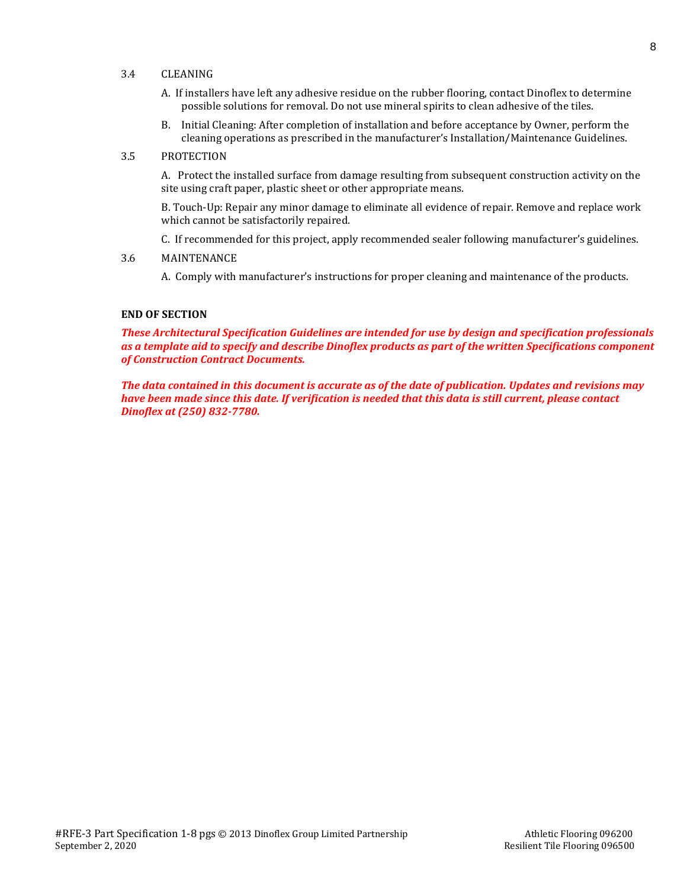3.4 CLEANING

A. If installers have left any adhesive residue on the rubber flooring, contact Dinoflex to determine possible solutions for removal. Do not use mineral spirits to clean adhesive of the tiles.

B. Initial Cleaning: After completion of installation and before acceptance by Owner, perform the cleaning operations as prescribed in the manufacturer's Installation/Maintenance Guidelines.

3.5 PROTECTION

A. Protect the installed surface from damage resulting from subsequent construction activity on the site using craft paper, plastic sheet or other appropriate means.

B. Touch-Up: Repair any minor damage to eliminate all evidence of repair. Remove and replace work which cannot be satisfactorily repaired.

C. If recommended for this project, apply recommended sealer following manufacturer's guidelines.

3.6 MAINTENANCE

A. Comply with manufacturer's instructions for proper cleaning and maintenance of the products.

**END OF SECTION**

***These Architectural Specification Guidelines are intended for use by design and specification professionals as a template aid to specify and describe Dinoflex products as part of the written Specifications component of Construction Contract Documents.***

***The data contained in this document is accurate as of the date of publication. Updates and revisions may have been made since this date. If verification is needed that this data is still current, please contact Dinoflex at (250) 832-7780.***